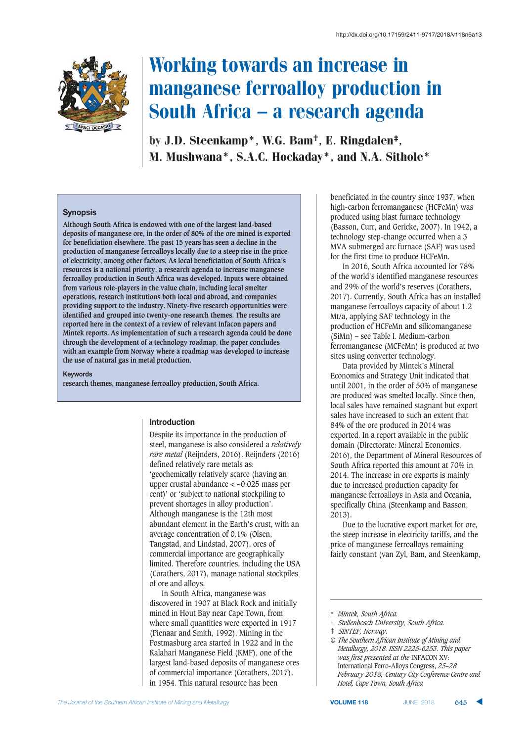# Working towards an increase in manganese ferroalloy production in South Africa – a research agenda

by J.D. Steenkamp*, W.G. Bam†, E. Ringdalen‡, M. Mushwana*, S.A.C. Hockaday*, and N.A. Sithole*

### Synopsis

**Although South Africa is endowed with one of the largest land-based deposits of manganese ore, in the order of 80% of the ore mined is exported for beneficiation elsewhere. The past 15 years has seen a decline in the production of manganese ferroalloys locally due to a steep rise in the price of electricity, among other factors. As local beneficiation of South Africa's resources is a national priority, a research agenda to increase manganese ferroalloy production in South Africa was developed. Inputs were obtained from various role-players in the value chain, including local smelter operations, research institutions both local and abroad, and companies providing support to the industry. Ninety-five research opportunities were identified and grouped into twenty-one research themes. The results are reported here in the context of a review of relevant Infacon papers and Mintek reports. As implementation of such a research agenda could be done through the development of a technology roadmap, the paper concludes with an example from Norway where a roadmap was developed to increase the use of natural gas in metal production.**

### Keywords

research themes, manganese ferroalloy production, South Africa.

## Introduction

Despite its importance in the production of steel, manganese is also considered a *relatively rare metal* (Reijnders, 2016). Reijnders (2016) defined relatively rare metals as: 'geochemically relatively scarce (having an upper crustal abundance < ~0.025 mass per cent)' or 'subject to national stockpiling to prevent shortages in alloy production'. Although manganese is the 12th most abundant element in the Earth's crust, with an average concentration of 0.1% (Olsen, Tangstad, and Lindstad, 2007), ores of commercial importance are geographically limited. Therefore countries, including the USA (Corathers, 2017), manage national stockpiles of ore and alloys.

In South Africa, manganese was discovered in 1907 at Black Rock and initially mined in Hout Bay near Cape Town, from where small quantities were exported in 1917 (Pienaar and Smith, 1992). Mining in the Postmasburg area started in 1922 and in the Kalahari Manganese Field (KMF), one of the largest land-based deposits of manganese ores of commercial importance (Corathers, 2017), in 1954. This natural resource has been beneficiated in the country since 1937, when high-carbon ferromanganese (HCFeMn) was produced using blast furnace technology (Basson, Curr, and Gericke, 2007). In 1942, a technology step-change occurred when a 3 MVA submerged arc furnace (SAF) was used for the first time to produce HCFeMn.

In 2016, South Africa accounted for 78% of the world's identified manganese resources and 29% of the world's reserves (Corathers, 2017). Currently, South Africa has an installed manganese ferroalloys capacity of about 1.2 Mt/a, applying SAF technology in the production of HCFeMn and silicomanganese (SiMn) – see Table I. Medium-carbon ferromanganese (MCFeMn) is produced at two sites using converter technology.

Data provided by Mintek's Mineral Economics and Strategy Unit indicated that until 2001, in the order of 50% of manganese ore produced was smelted locally. Since then, local sales have remained stagnant but export sales have increased to such an extent that 84% of the ore produced in 2014 was exported. In a report available in the public domain (Directorate: Mineral Economics, 2016), the Department of Mineral Resources of South Africa reported this amount at 70% in 2014. The increase in ore exports is mainly due to increased production capacity for manganese ferroalloys in Asia and Oceania, specifically China (Steenkamp and Basson, 2013).

Due to the lucrative export market for ore, the steep increase in electricity tariffs, and the price of manganese ferroalloys remaining fairly constant (van Zyl, Bam, and Steenkamp,

---

\* *Mintek, South Africa.*
† *Stellenbosch University, South Africa.*
‡ *SINTEF, Norway.*
© *The Southern African Institute of Mining and Metallurgy, 2018. ISSN 2225-6253. This paper was first presented at the* INFACON XV: International Ferro-Alloys Congress, *25–28 February 2018, Century City Conference Centre and Hotel, Cape Town, South Africa*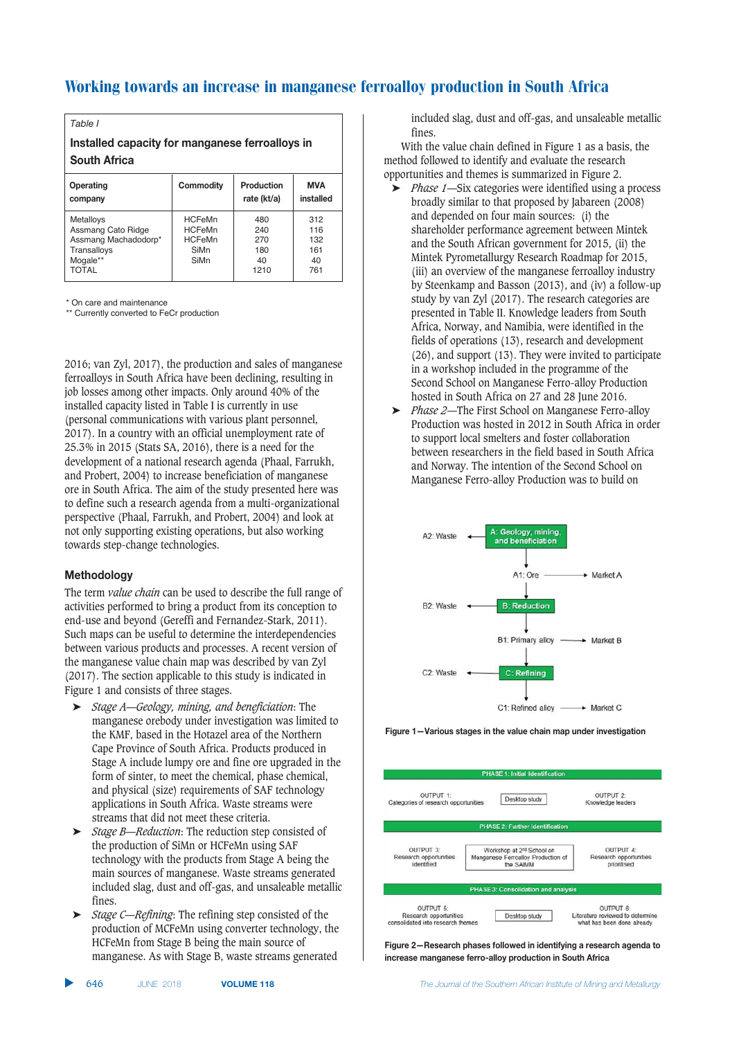Table I

**Installed capacity for manganese ferroalloys in South Africa**

| Operating company | Commodity | Production rate (kt/a) | MVA installed |
|---|---|---|---|
| Metalloys | HCFeMn | 480 | 312 |
| Assmang Cato Ridge | HCFeMn | 240 | 116 |
| Assmang Machadodorp* | HCFeMn | 270 | 132 |
| Transalloys | SiMn | 180 | 161 |
| Mogale** | SiMn | 40 | 40 |
| TOTAL | | 1210 | 761 |

\* On care and maintenance
\*\* Currently converted to FeCr production

2016; van Zyl, 2017), the production and sales of manganese ferroalloys in South Africa have been declining, resulting in job losses among other impacts. Only around 40% of the installed capacity listed in Table I is currently in use (personal communications with various plant personnel, 2017). In a country with an official unemployment rate of 25.3% in 2015 (Stats SA, 2016), there is a need for the development of a national research agenda (Phaal, Farrukh, and Probert, 2004) to increase beneficiation of manganese ore in South Africa. The aim of the study presented here was to define such a research agenda from a multi-organizational perspective (Phaal, Farrukh, and Probert, 2004) and look at not only supporting existing operations, but also working towards step-change technologies.

## Methodology

The term *value chain* can be used to describe the full range of activities performed to bring a product from its conception to end-use and beyond (Gereffi and Fernandez-Stark, 2011). Such maps can be useful to determine the interdependencies between various products and processes. A recent version of the manganese value chain map was described by van Zyl (2017). The section applicable to this study is indicated in Figure 1 and consists of three stages.

- *Stage A—Geology, mining, and beneficiation*: The manganese orebody under investigation was limited to the KMF, based in the Hotazel area of the Northern Cape Province of South Africa. Products produced in Stage A include lumpy ore and fine ore upgraded in the form of sinter, to meet the chemical, phase chemical, and physical (size) requirements of SAF technology applications in South Africa. Waste streams were streams that did not meet these criteria.
- *Stage B—Reduction*: The reduction step consisted of the production of SiMn or HCFeMn using SAF technology with the products from Stage A being the main sources of manganese. Waste streams generated included slag, dust and off-gas, and unsaleable metallic fines.
- *Stage C—Refining*: The refining step consisted of the production of MCFeMn using converter technology, the HCFeMn from Stage B being the main source of manganese. As with Stage B, waste streams generated included slag, dust and off-gas, and unsaleable metallic fines.

With the value chain defined in Figure 1 as a basis, the method followed to identify and evaluate the research opportunities and themes is summarized in Figure 2.

- *Phase 1*—Six categories were identified using a process broadly similar to that proposed by Jabareen (2008) and depended on four main sources: (i) the shareholder performance agreement between Mintek and the South African government for 2015, (ii) the Mintek Pyrometallurgy Research Roadmap for 2015, (iii) an overview of the manganese ferroalloy industry by Steenkamp and Basson (2013), and (iv) a follow-up study by van Zyl (2017). The research categories are presented in Table II. Knowledge leaders from South Africa, Norway, and Namibia, were identified in the fields of operations (13), research and development (26), and support (13). They were invited to participate in a workshop included in the programme of the Second School on Manganese Ferro-alloy Production hosted in South Africa on 27 and 28 June 2016.
- *Phase 2*—The First School on Manganese Ferro-alloy Production was hosted in 2012 in South Africa in order to support local smelters and foster collaboration between researchers in the field based in South Africa and Norway. The intention of the Second School on Manganese Ferro-alloy Production was to build on

A2: Waste ← A: Geology, mining, and beneficiation → A1: Ore → Market A
B2: Waste ← B: Reduction → B1: Primary alloy → Market B
C2: Waste ← C: Refining → C1: Refined alloy → Market C

**Figure 1—Various stages in the value chain map under investigation**

PHASE 1: Initial identification
OUTPUT 1: Categories of research opportunities | Desktop study | OUTPUT 2: Knowledge leaders

PHASE 2: Further identification
OUTPUT 3: Research opportunities identified | Workshop at 2nd School on Manganese Ferroalloy Production of the SAIMM | OUTPUT 4: Research opportunities prioritised

PHASE 3: Consolidation and analysis
OUTPUT 5: Research opportunities consolidated into research themes | Desktop study | OUTPUT 6: Literature reviewed to determine what has been done already

**Figure 2—Research phases followed in identifying a research agenda to increase manganese ferro-alloy production in South Africa**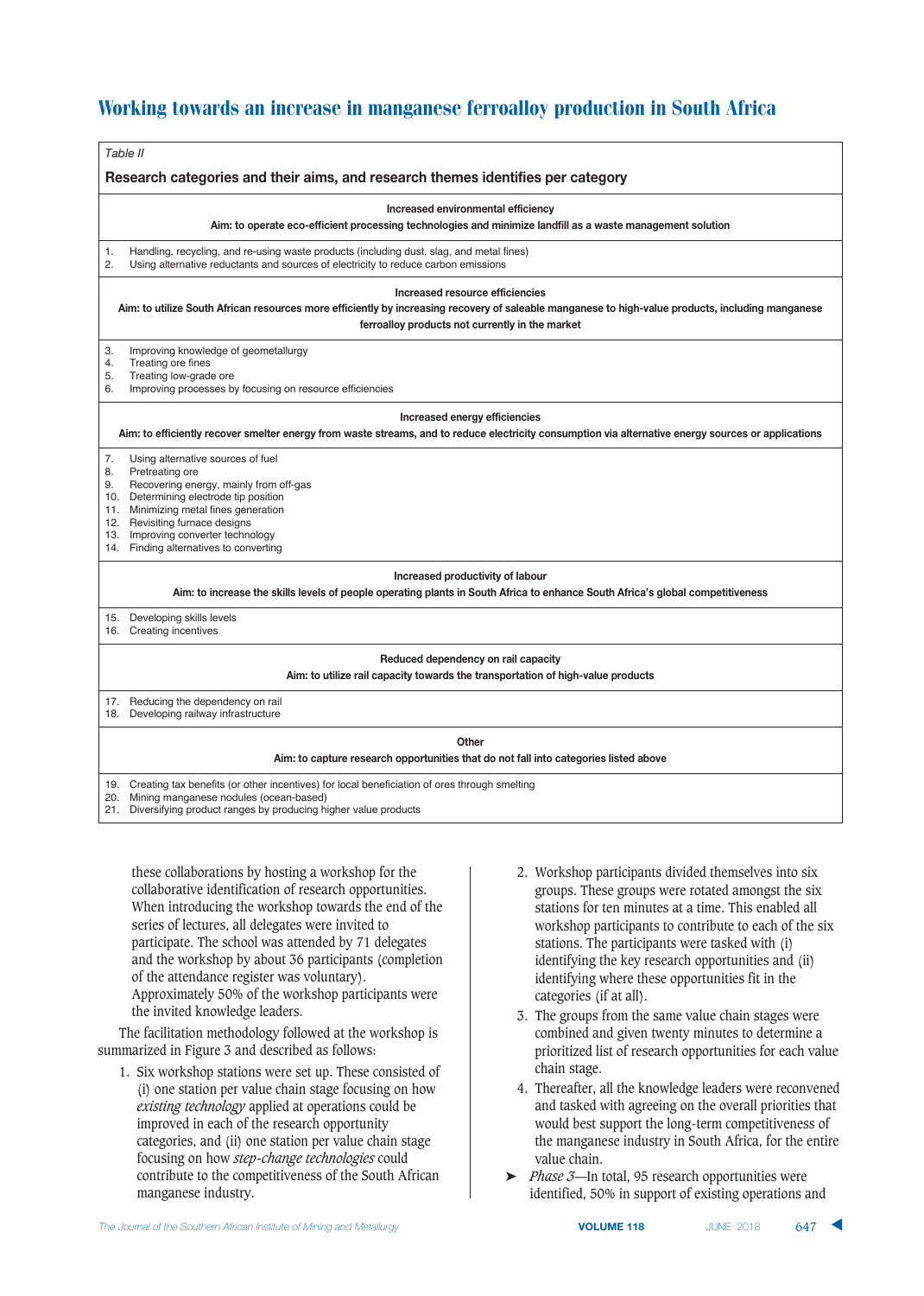Table II

**Research categories and their aims, and research themes identifies per category**

| Research category, aim and themes |
|---|
| **Increased environmental efficiency**<br>**Aim: to operate eco-efficient processing technologies and minimize landfill as a waste management solution** |
| 1. Handling, recycling, and re-using waste products (including dust, slag, and metal fines)<br>2. Using alternative reductants and sources of electricity to reduce carbon emissions |
| **Increased resource efficiencies**<br>**Aim: to utilize South African resources more efficiently by increasing recovery of saleable manganese to high-value products, including manganese ferroalloy products not currently in the market** |
| 3. Improving knowledge of geometallurgy<br>4. Treating ore fines<br>5. Treating low-grade ore<br>6. Improving processes by focusing on resource efficiencies |
| **Increased energy efficiencies**<br>**Aim: to efficiently recover smelter energy from waste streams, and to reduce electricity consumption via alternative energy sources or applications** |
| 7. Using alternative sources of fuel<br>8. Pretreating ore<br>9. Recovering energy, mainly from off-gas<br>10. Determining electrode tip position<br>11. Minimizing metal fines generation<br>12. Revisiting furnace designs<br>13. Improving converter technology<br>14. Finding alternatives to converting |
| **Increased productivity of labour**<br>**Aim: to increase the skills levels of people operating plants in South Africa to enhance South Africa's global competitiveness** |
| 15. Developing skills levels<br>16. Creating incentives |
| **Reduced dependency on rail capacity**<br>**Aim: to utilize rail capacity towards the transportation of high-value products** |
| 17. Reducing the dependency on rail<br>18. Developing railway infrastructure |
| **Other**<br>**Aim: to capture research opportunities that do not fall into categories listed above** |
| 19. Creating tax benefits (or other incentives) for local beneficiation of ores through smelting<br>20. Mining manganese nodules (ocean-based)<br>21. Diversifying product ranges by producing higher value products |

these collaborations by hosting a workshop for the collaborative identification of research opportunities. When introducing the workshop towards the end of the series of lectures, all delegates were invited to participate. The school was attended by 71 delegates and the workshop by about 36 participants (completion of the attendance register was voluntary). Approximately 50% of the workshop participants were the invited knowledge leaders.

The facilitation methodology followed at the workshop is summarized in Figure 3 and described as follows:

1. Six workshop stations were set up. These consisted of (i) one station per value chain stage focusing on how *existing technology* applied at operations could be improved in each of the research opportunity categories, and (ii) one station per value chain stage focusing on how *step-change technologies* could contribute to the competitiveness of the South African manganese industry.
2. Workshop participants divided themselves into six groups. These groups were rotated amongst the six stations for ten minutes at a time. This enabled all workshop participants to contribute to each of the six stations. The participants were tasked with (i) identifying the key research opportunities and (ii) identifying where these opportunities fit in the categories (if at all).
3. The groups from the same value chain stages were combined and given twenty minutes to determine a prioritized list of research opportunities for each value chain stage.
4. Thereafter, all the knowledge leaders were reconvened and tasked with agreeing on the overall priorities that would best support the long-term competitiveness of the manganese industry in South Africa, for the entire value chain.

➤ *Phase 3*—In total, 95 research opportunities were identified, 50% in support of existing operations and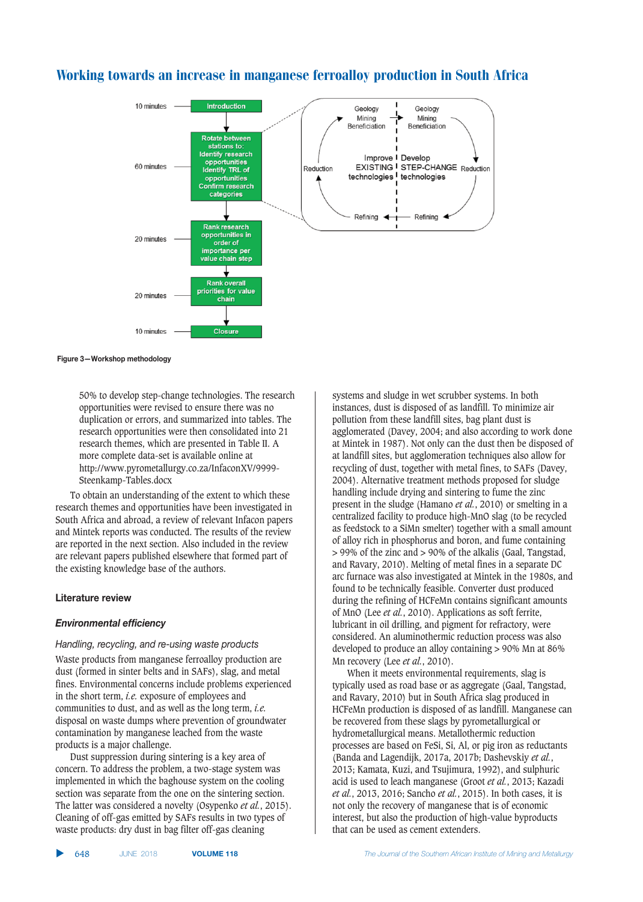Figure 3—Workshop methodology

50% to develop step-change technologies. The research opportunities were revised to ensure there was no duplication or errors, and summarized into tables. The research opportunities were then consolidated into 21 research themes, which are presented in Table II. A more complete data-set is available online at http://www.pyrometallurgy.co.za/InfaconXV/9999-Steenkamp-Tables.docx

To obtain an understanding of the extent to which these research themes and opportunities have been investigated in South Africa and abroad, a review of relevant Infacon papers and Mintek reports was conducted. The results of the review are reported in the next section. Also included in the review are relevant papers published elsewhere that formed part of the existing knowledge base of the authors.

## Literature review

### *Environmental efficiency*

#### *Handling, recycling, and re-using waste products*

Waste products from manganese ferroalloy production are dust (formed in sinter belts and in SAFs), slag, and metal fines. Environmental concerns include problems experienced in the short term, *i.e.* exposure of employees and communities to dust, and as well as the long term, *i.e.* disposal on waste dumps where prevention of groundwater contamination by manganese leached from the waste products is a major challenge.

Dust suppression during sintering is a key area of concern. To address the problem, a two-stage system was implemented in which the baghouse system on the cooling section was separate from the sintering section. The latter was considered a novelty (Osypenko *et al.*, 2015). Cleaning of off-gas emitted by SAFs results in two types of waste products: dry dust in bag filter off-gas cleaning systems and sludge in wet scrubber systems. In both instances, dust is disposed of as landfill. To minimize air pollution from these landfill sites, bag plant dust is agglomerated (Davey, 2004; and also according to work done at Mintek in 1987). Not only can the dust then be disposed of at landfill sites, but agglomeration techniques also allow for recycling of dust, together with metal fines, to SAFs (Davey, 2004). Alternative treatment methods proposed for sludge handling include drying and sintering to fume the zinc present in the sludge (Hamano *et al.*, 2010) or smelting in a centralized facility to produce high-MnO slag (to be recycled as feedstock to a SiMn smelter) together with a small amount of alloy rich in phosphorus and boron, and fume containing > 99% of the zinc and > 90% of the alkalis (Gaal, Tangstad, and Ravary, 2010). Melting of metal fines in a separate DC arc furnace was also investigated at Mintek in the 1980s, and found to be technically feasible. Converter dust produced during the refining of HCFeMn contains significant amounts of MnO (Lee *et al.*, 2010). Applications as soft ferrite, lubricant in oil drilling, and pigment for refractory, were considered. An aluminothermic reduction process was also developed to produce an alloy containing > 90% Mn at 86% Mn recovery (Lee *et al.*, 2010).

When it meets environmental requirements, slag is typically used as road base or as aggregate (Gaal, Tangstad, and Ravary, 2010) but in South Africa slag produced in HCFeMn production is disposed of as landfill. Manganese can be recovered from these slags by pyrometallurgical or hydrometallurgical means. Metallothermic reduction processes are based on FeSi, Si, Al, or pig iron as reductants (Banda and Lagendijk, 2017a, 2017b; Dashevskiy *et al.*, 2013; Kamata, Kuzi, and Tsujimura, 1992), and sulphuric acid is used to leach manganese (Groot *et al.*, 2013; Kazadi *et al.*, 2013, 2016; Sancho *et al.*, 2015). In both cases, it is not only the recovery of manganese that is of economic interest, but also the production of high-value byproducts that can be used as cement extenders.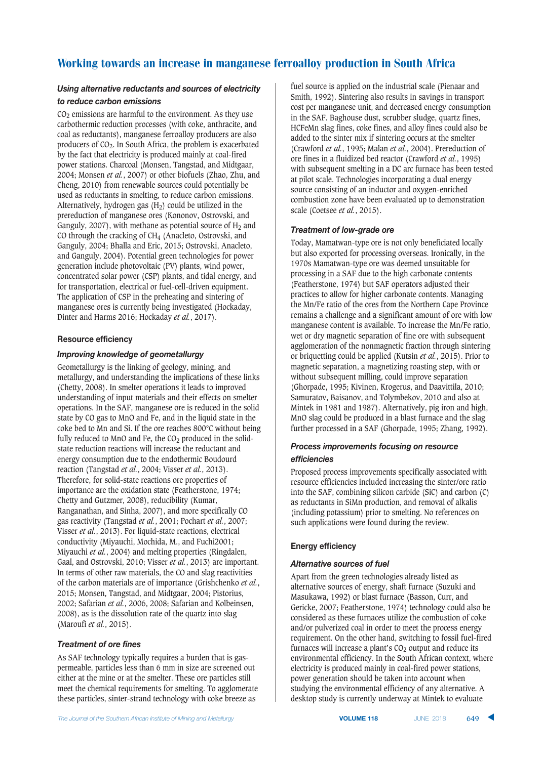### *Using alternative reductants and sources of electricity to reduce carbon emissions*

$CO_2$ emissions are harmful to the environment. As they use carbothermic reduction processes (with coke, anthracite, and coal as reductants), manganese ferroalloy producers are also producers of $CO_2$. In South Africa, the problem is exacerbated by the fact that electricity is produced mainly at coal-fired power stations. Charcoal (Monsen, Tangstad, and Midtgaar, 2004; Monsen *et al.*, 2007) or other biofuels (Zhao, Zhu, and Cheng, 2010) from renewable sources could potentially be used as reductants in smelting, to reduce carbon emissions. Alternatively, hydrogen gas ($H_2$) could be utilized in the prereduction of manganese ores (Kononov, Ostrovski, and Ganguly, 2007), with methane as potential source of $H_2$ and CO through the cracking of $CH_4$ (Anacleto, Ostrovski, and Ganguly, 2004; Bhalla and Eric, 2015; Ostrovski, Anacleto, and Ganguly, 2004). Potential green technologies for power generation include photovoltaic (PV) plants, wind power, concentrated solar power (CSP) plants, and tidal energy, and for transportation, electrical or fuel-cell-driven equipment. The application of CSP in the preheating and sintering of manganese ores is currently being investigated (Hockaday, Dinter and Harms 2016; Hockaday *et al.*, 2017).

## Resource efficiency

### *Improving knowledge of geometallurgy*

Geometallurgy is the linking of geology, mining, and metallurgy, and understanding the implications of these links (Chetty, 2008). In smelter operations it leads to improved understanding of input materials and their effects on smelter operations. In the SAF, manganese ore is reduced in the solid state by CO gas to MnO and Fe, and in the liquid state in the coke bed to Mn and Si. If the ore reaches 800°C without being fully reduced to MnO and Fe, the $CO_2$ produced in the solid-state reduction reactions will increase the reductant and energy consumption due to the endothermic Boudourd reaction (Tangstad *et al.*, 2004; Visser *et al.*, 2013). Therefore, for solid-state reactions ore properties of importance are the oxidation state (Featherstone, 1974; Chetty and Gutzmer, 2008), reducibility (Kumar, Ranganathan, and Sinha, 2007), and more specifically CO gas reactivity (Tangstad *et al.*, 2001; Pochart *et al.*, 2007; Visser *et al.*, 2013). For liquid-state reactions, electrical conductivity (Miyauchi, Mochida, M., and Fuchi2001; Miyauchi *et al.*, 2004) and melting properties (Ringdalen, Gaal, and Ostrovski, 2010; Visser *et al.*, 2013) are important. In terms of other raw materials, the CO and slag reactivities of the carbon materials are of importance (Grishchenko *et al.*, 2015; Monsen, Tangstad, and Midtgaar, 2004; Pistorius, 2002; Safarian *et al.*, 2006, 2008; Safarian and Kolbeinsen, 2008), as is the dissolution rate of the quartz into slag (Maroufi *et al.*, 2015).

### *Treatment of ore fines*

As SAF technology typically requires a burden that is gas-permeable, particles less than 6 mm in size are screened out either at the mine or at the smelter. These ore particles still meet the chemical requirements for smelting. To agglomerate these particles, sinter-strand technology with coke breeze as fuel source is applied on the industrial scale (Pienaar and Smith, 1992). Sintering also results in savings in transport cost per manganese unit, and decreased energy consumption in the SAF. Baghouse dust, scrubber sludge, quartz fines, HCFeMn slag fines, coke fines, and alloy fines could also be added to the sinter mix if sintering occurs at the smelter (Crawford *et al.*, 1995; Malan *et al.*, 2004). Prereduction of ore fines in a fluidized bed reactor (Crawford *et al.*, 1995) with subsequent smelting in a DC arc furnace has been tested at pilot scale. Technologies incorporating a dual energy source consisting of an inductor and oxygen-enriched combustion zone have been evaluated up to demonstration scale (Coetsee *et al.*, 2015).

### *Treatment of low-grade ore*

Today, Mamatwan-type ore is not only beneficiated locally but also exported for processing overseas. Ironically, in the 1970s Mamatwan-type ore was deemed unsuitable for processing in a SAF due to the high carbonate contents (Featherstone, 1974) but SAF operators adjusted their practices to allow for higher carbonate contents. Managing the Mn/Fe ratio of the ores from the Northern Cape Province remains a challenge and a significant amount of ore with low manganese content is available. To increase the Mn/Fe ratio, wet or dry magnetic separation of fine ore with subsequent agglomeration of the nonmagnetic fraction through sintering or briquetting could be applied (Kutsin *et al.*, 2015). Prior to magnetic separation, a magnetizing roasting step, with or without subsequent milling, could improve separation (Ghorpade, 1995; Kivinen, Krogerus, and Daavittila, 2010; Samuratov, Baisanov, and Tolymbekov, 2010 and also at Mintek in 1981 and 1987). Alternatively, pig iron and high, MnO slag could be produced in a blast furnace and the slag further processed in a SAF (Ghorpade, 1995; Zhang, 1992).

### *Process improvements focusing on resource efficiencies*

Proposed process improvements specifically associated with resource efficiencies included increasing the sinter/ore ratio into the SAF, combining silicon carbide (SiC) and carbon (C) as reductants in SiMn production, and removal of alkalis (including potassium) prior to smelting. No references on such applications were found during the review.

## Energy efficiency

### *Alternative sources of fuel*

Apart from the green technologies already listed as alternative sources of energy, shaft furnace (Suzuki and Masukawa, 1992) or blast furnace (Basson, Curr, and Gericke, 2007; Featherstone, 1974) technology could also be considered as these furnaces utilize the combustion of coke and/or pulverized coal in order to meet the process energy requirement. On the other hand, switching to fossil fuel-fired furnaces will increase a plant's $CO_2$ output and reduce its environmental efficiency. In the South African context, where electricity is produced mainly in coal-fired power stations, power generation should be taken into account when studying the environmental efficiency of any alternative. A desktop study is currently underway at Mintek to evaluate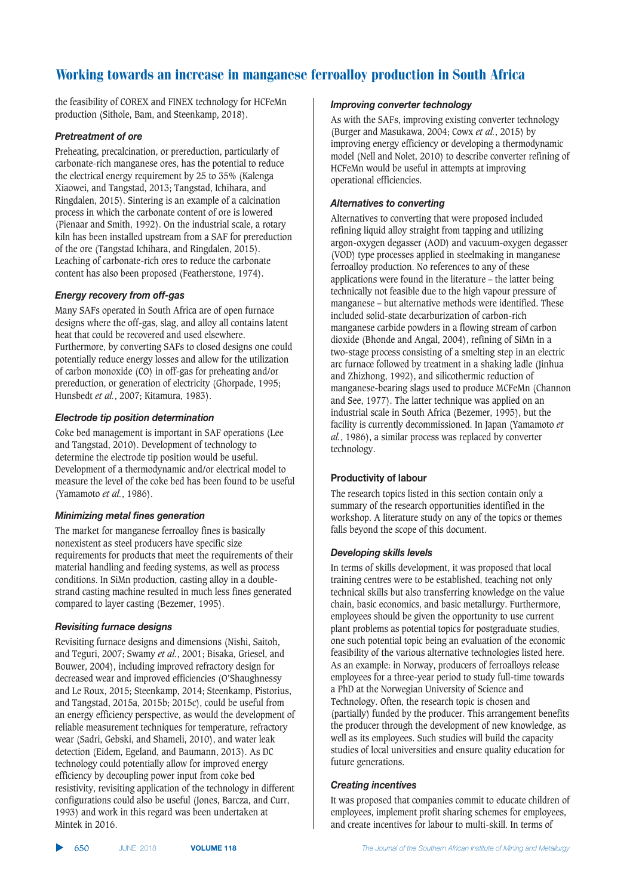the feasibility of COREX and FINEX technology for HCFeMn production (Sithole, Bam, and Steenkamp, 2018).

### *Pretreatment of ore*

Preheating, precalcination, or prereduction, particularly of carbonate-rich manganese ores, has the potential to reduce the electrical energy requirement by 25 to 35% (Kalenga Xiaowei, and Tangstad, 2013; Tangstad, Ichihara, and Ringdalen, 2015). Sintering is an example of a calcination process in which the carbonate content of ore is lowered (Pienaar and Smith, 1992). On the industrial scale, a rotary kiln has been installed upstream from a SAF for prereduction of the ore (Tangstad Ichihara, and Ringdalen, 2015). Leaching of carbonate-rich ores to reduce the carbonate content has also been proposed (Featherstone, 1974).

### *Energy recovery from off-gas*

Many SAFs operated in South Africa are of open furnace designs where the off-gas, slag, and alloy all contains latent heat that could be recovered and used elsewhere. Furthermore, by converting SAFs to closed designs one could potentially reduce energy losses and allow for the utilization of carbon monoxide (CO) in off-gas for preheating and/or prereduction, or generation of electricity (Ghorpade, 1995; Hunsbedt *et al.*, 2007; Kitamura, 1983).

### *Electrode tip position determination*

Coke bed management is important in SAF operations (Lee and Tangstad, 2010). Development of technology to determine the electrode tip position would be useful. Development of a thermodynamic and/or electrical model to measure the level of the coke bed has been found to be useful (Yamamoto *et al.*, 1986).

### *Minimizing metal fines generation*

The market for manganese ferroalloy fines is basically nonexistent as steel producers have specific size requirements for products that meet the requirements of their material handling and feeding systems, as well as process conditions. In SiMn production, casting alloy in a double-strand casting machine resulted in much less fines generated compared to layer casting (Bezemer, 1995).

### *Revisiting furnace designs*

Revisiting furnace designs and dimensions (Nishi, Saitoh, and Teguri, 2007; Swamy *et al.*, 2001; Bisaka, Griesel, and Bouwer, 2004), including improved refractory design for decreased wear and improved efficiencies (O'Shaughnessy and Le Roux, 2015; Steenkamp, 2014; Steenkamp, Pistorius, and Tangstad, 2015a, 2015b; 2015c), could be useful from an energy efficiency perspective, as would the development of reliable measurement techniques for temperature, refractory wear (Sadri, Gebski, and Shameli, 2010), and water leak detection (Eidem, Egeland, and Baumann, 2013). As DC technology could potentially allow for improved energy efficiency by decoupling power input from coke bed resistivity, revisiting application of the technology in different configurations could also be useful (Jones, Barcza, and Curr, 1993) and work in this regard was been undertaken at Mintek in 2016.

### *Improving converter technology*

As with the SAFs, improving existing converter technology (Burger and Masukawa, 2004; Cowx *et al.*, 2015) by improving energy efficiency or developing a thermodynamic model (Nell and Nolet, 2010) to describe converter refining of HCFeMn would be useful in attempts at improving operational efficiencies.

### *Alternatives to converting*

Alternatives to converting that were proposed included refining liquid alloy straight from tapping and utilizing argon-oxygen degasser (AOD) and vacuum-oxygen degasser (VOD) type processes applied in steelmaking in manganese ferroalloy production. No references to any of these applications were found in the literature – the latter being technically not feasible due to the high vapour pressure of manganese – but alternative methods were identified. These included solid-state decarburization of carbon-rich manganese carbide powders in a flowing stream of carbon dioxide (Bhonde and Angal, 2004), refining of SiMn in a two-stage process consisting of a smelting step in an electric arc furnace followed by treatment in a shaking ladle (Jinhua and Zhizhong, 1992), and silicothermic reduction of manganese-bearing slags used to produce MCFeMn (Channon and See, 1977). The latter technique was applied on an industrial scale in South Africa (Bezemer, 1995), but the facility is currently decommissioned. In Japan (Yamamoto *et al.*, 1986), a similar process was replaced by converter technology.

## Productivity of labour

The research topics listed in this section contain only a summary of the research opportunities identified in the workshop. A literature study on any of the topics or themes falls beyond the scope of this document.

### *Developing skills levels*

In terms of skills development, it was proposed that local training centres were to be established, teaching not only technical skills but also transferring knowledge on the value chain, basic economics, and basic metallurgy. Furthermore, employees should be given the opportunity to use current plant problems as potential topics for postgraduate studies, one such potential topic being an evaluation of the economic feasibility of the various alternative technologies listed here. As an example: in Norway, producers of ferroalloys release employees for a three-year period to study full-time towards a PhD at the Norwegian University of Science and Technology. Often, the research topic is chosen and (partially) funded by the producer. This arrangement benefits the producer through the development of new knowledge, as well as its employees. Such studies will build the capacity studies of local universities and ensure quality education for future generations.

### *Creating incentives*

It was proposed that companies commit to educate children of employees, implement profit sharing schemes for employees, and create incentives for labour to multi-skill. In terms of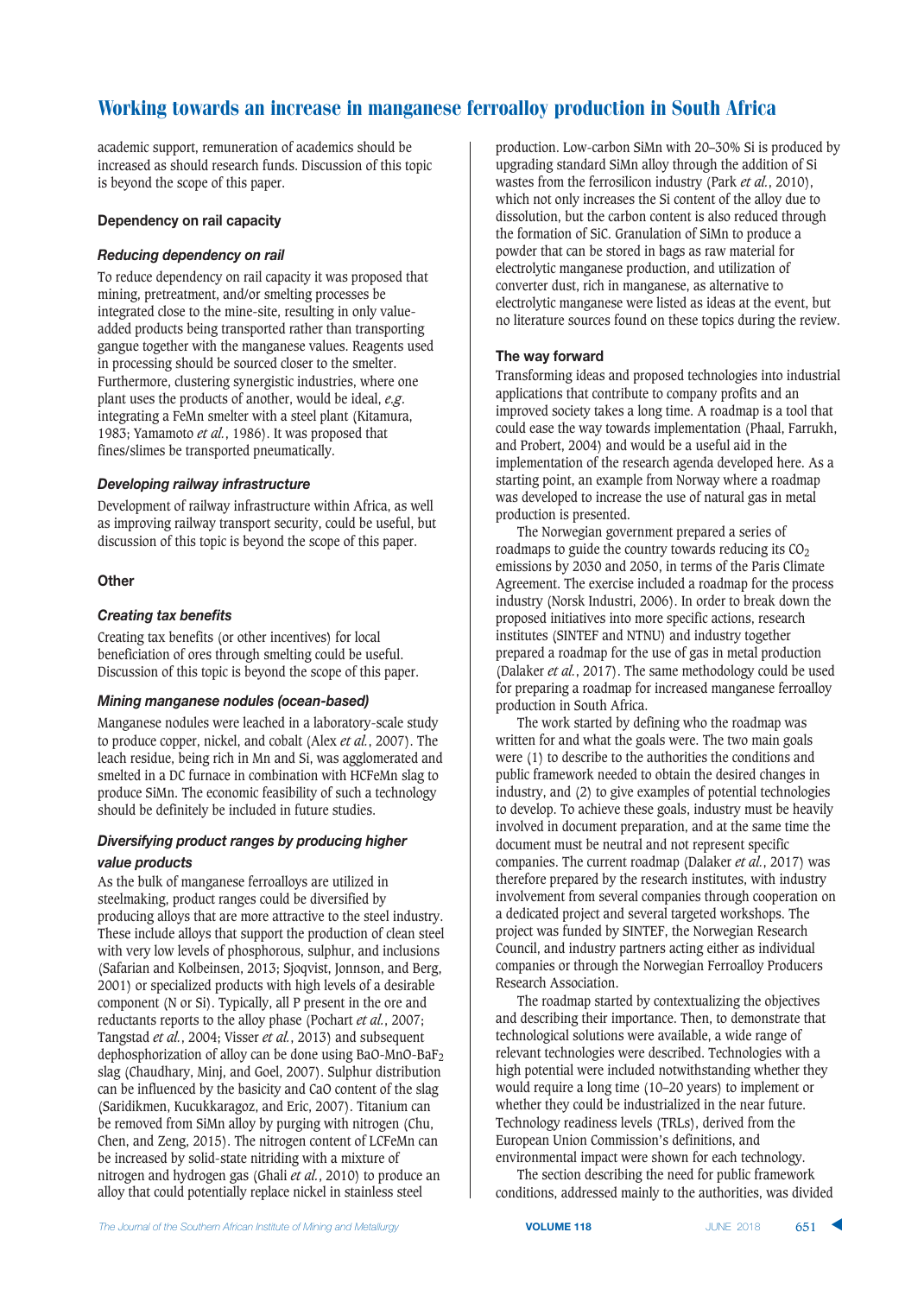academic support, remuneration of academics should be increased as should research funds. Discussion of this topic is beyond the scope of this paper.

### Dependency on rail capacity

#### *Reducing dependency on rail*

To reduce dependency on rail capacity it was proposed that mining, pretreatment, and/or smelting processes be integrated close to the mine-site, resulting in only value-added products being transported rather than transporting gangue together with the manganese values. Reagents used in processing should be sourced closer to the smelter. Furthermore, clustering synergistic industries, where one plant uses the products of another, would be ideal, *e.g.* integrating a FeMn smelter with a steel plant (Kitamura, 1983; Yamamoto *et al.*, 1986). It was proposed that fines/slimes be transported pneumatically.

#### *Developing railway infrastructure*

Development of railway infrastructure within Africa, as well as improving railway transport security, could be useful, but discussion of this topic is beyond the scope of this paper.

### Other

#### *Creating tax benefits*

Creating tax benefits (or other incentives) for local beneficiation of ores through smelting could be useful. Discussion of this topic is beyond the scope of this paper.

#### *Mining manganese nodules (ocean-based)*

Manganese nodules were leached in a laboratory-scale study to produce copper, nickel, and cobalt (Alex *et al.*, 2007). The leach residue, being rich in Mn and Si, was agglomerated and smelted in a DC furnace in combination with HCFeMn slag to produce SiMn. The economic feasibility of such a technology should be definitely be included in future studies.

#### *Diversifying product ranges by producing higher value products*

As the bulk of manganese ferroalloys are utilized in steelmaking, product ranges could be diversified by producing alloys that are more attractive to the steel industry. These include alloys that support the production of clean steel with very low levels of phosphorous, sulphur, and inclusions (Safarian and Kolbeinsen, 2013; Sjoqvist, Jonnson, and Berg, 2001) or specialized products with high levels of a desirable component (N or Si). Typically, all P present in the ore and reductants reports to the alloy phase (Pochart *et al.*, 2007; Tangstad *et al.*, 2004; Visser *et al.*, 2013) and subsequent dephosphorization of alloy can be done using BaO-MnO-$BaF_2$ slag (Chaudhary, Minj, and Goel, 2007). Sulphur distribution can be influenced by the basicity and CaO content of the slag (Saridikmen, Kucukkaragoz, and Eric, 2007). Titanium can be removed from SiMn alloy by purging with nitrogen (Chu, Chen, and Zeng, 2015). The nitrogen content of LCFeMn can be increased by solid-state nitriding with a mixture of nitrogen and hydrogen gas (Ghali *et al.*, 2010) to produce an alloy that could potentially replace nickel in stainless steel production. Low-carbon SiMn with 20–30% Si is produced by upgrading standard SiMn alloy through the addition of Si wastes from the ferrosilicon industry (Park *et al.*, 2010), which not only increases the Si content of the alloy due to dissolution, but the carbon content is also reduced through the formation of SiC. Granulation of SiMn to produce a powder that can be stored in bags as raw material for electrolytic manganese production, and utilization of converter dust, rich in manganese, as alternative to electrolytic manganese were listed as ideas at the event, but no literature sources found on these topics during the review.

### The way forward

Transforming ideas and proposed technologies into industrial applications that contribute to company profits and an improved society takes a long time. A roadmap is a tool that could ease the way towards implementation (Phaal, Farrukh, and Probert, 2004) and would be a useful aid in the implementation of the research agenda developed here. As a starting point, an example from Norway where a roadmap was developed to increase the use of natural gas in metal production is presented.

The Norwegian government prepared a series of roadmaps to guide the country towards reducing its $CO_2$ emissions by 2030 and 2050, in terms of the Paris Climate Agreement. The exercise included a roadmap for the process industry (Norsk Industri, 2006). In order to break down the proposed initiatives into more specific actions, research institutes (SINTEF and NTNU) and industry together prepared a roadmap for the use of gas in metal production (Dalaker *et al.*, 2017). The same methodology could be used for preparing a roadmap for increased manganese ferroalloy production in South Africa.

The work started by defining who the roadmap was written for and what the goals were. The two main goals were (1) to describe to the authorities the conditions and public framework needed to obtain the desired changes in industry, and (2) to give examples of potential technologies to develop. To achieve these goals, industry must be heavily involved in document preparation, and at the same time the document must be neutral and not represent specific companies. The current roadmap (Dalaker *et al.*, 2017) was therefore prepared by the research institutes, with industry involvement from several companies through cooperation on a dedicated project and several targeted workshops. The project was funded by SINTEF, the Norwegian Research Council, and industry partners acting either as individual companies or through the Norwegian Ferroalloy Producers Research Association.

The roadmap started by contextualizing the objectives and describing their importance. Then, to demonstrate that technological solutions were available, a wide range of relevant technologies were described. Technologies with a high potential were included notwithstanding whether they would require a long time (10–20 years) to implement or whether they could be industrialized in the near future. Technology readiness levels (TRLs), derived from the European Union Commission's definitions, and environmental impact were shown for each technology.

The section describing the need for public framework conditions, addressed mainly to the authorities, was divided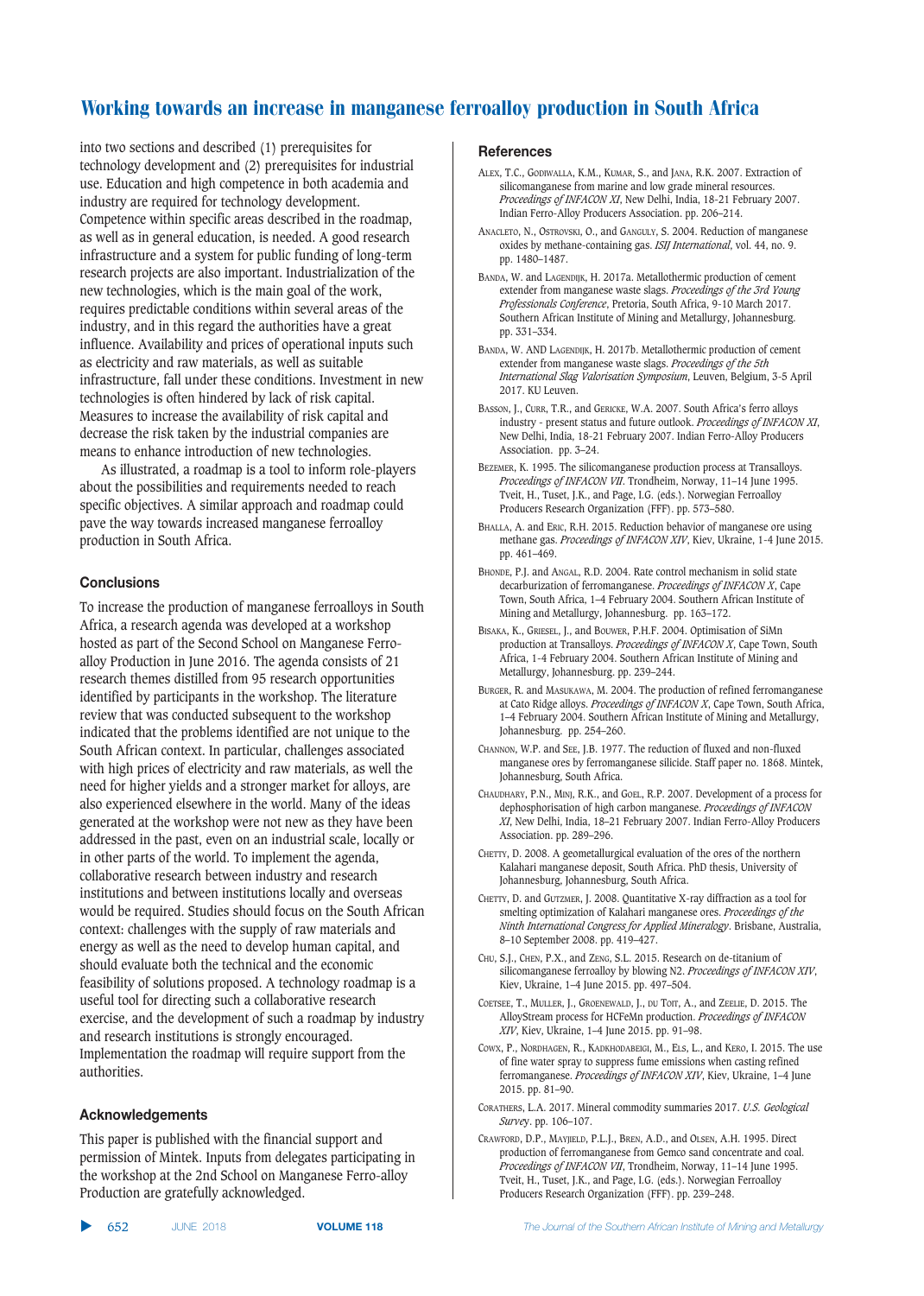into two sections and described (1) prerequisites for technology development and (2) prerequisites for industrial use. Education and high competence in both academia and industry are required for technology development. Competence within specific areas described in the roadmap, as well as in general education, is needed. A good research infrastructure and a system for public funding of long-term research projects are also important. Industrialization of the new technologies, which is the main goal of the work, requires predictable conditions within several areas of the industry, and in this regard the authorities have a great influence. Availability and prices of operational inputs such as electricity and raw materials, as well as suitable infrastructure, fall under these conditions. Investment in new technologies is often hindered by lack of risk capital. Measures to increase the availability of risk capital and decrease the risk taken by the industrial companies are means to enhance introduction of new technologies.

As illustrated, a roadmap is a tool to inform role-players about the possibilities and requirements needed to reach specific objectives. A similar approach and roadmap could pave the way towards increased manganese ferroalloy production in South Africa.

## Conclusions

To increase the production of manganese ferroalloys in South Africa, a research agenda was developed at a workshop hosted as part of the Second School on Manganese Ferro-alloy Production in June 2016. The agenda consists of 21 research themes distilled from 95 research opportunities identified by participants in the workshop. The literature review that was conducted subsequent to the workshop indicated that the problems identified are not unique to the South African context. In particular, challenges associated with high prices of electricity and raw materials, as well the need for higher yields and a stronger market for alloys, are also experienced elsewhere in the world. Many of the ideas generated at the workshop were not new as they have been addressed in the past, even on an industrial scale, locally or in other parts of the world. To implement the agenda, collaborative research between industry and research institutions and between institutions locally and overseas would be required. Studies should focus on the South African context: challenges with the supply of raw materials and energy as well as the need to develop human capital, and should evaluate both the technical and the economic feasibility of solutions proposed. A technology roadmap is a useful tool for directing such a collaborative research exercise, and the development of such a roadmap by industry and research institutions is strongly encouraged. Implementation the roadmap will require support from the authorities.

## Acknowledgements

This paper is published with the financial support and permission of Mintek. Inputs from delegates participating in the workshop at the 2nd School on Manganese Ferro-alloy Production are gratefully acknowledged.

## References

Alex, T.C., Godiwalla, K.M., Kumar, S., and Jana, R.K. 2007. Extraction of silicomanganese from marine and low grade mineral resources. *Proceedings of INFACON XI*, New Delhi, India, 18-21 February 2007. Indian Ferro-Alloy Producers Association. pp. 206–214.

Anacleto, N., Ostrovski, O., and Ganguly, S. 2004. Reduction of manganese oxides by methane-containing gas. *ISIJ International*, vol. 44, no. 9. pp. 1480–1487.

Banda, W. and Lagendijk, H. 2017a. Metallothermic production of cement extender from manganese waste slags. *Proceedings of the 3rd Young Professionals Conference*, Pretoria, South Africa, 9-10 March 2017. Southern African Institute of Mining and Metallurgy, Johannesburg. pp. 331–334.

Banda, W. and Lagendijk, H. 2017b. Metallothermic production of cement extender from manganese waste slags. *Proceedings of the 5th International Slag Valorisation Symposium*, Leuven, Belgium, 3-5 April 2017. KU Leuven.

Basson, J., Curr, T.R., and Gericke, W.A. 2007. South Africa's ferro alloys industry - present status and future outlook. *Proceedings of INFACON XI*, New Delhi, India, 18-21 February 2007. Indian Ferro-Alloy Producers Association. pp. 3–24.

Bezemer, K. 1995. The silicomanganese production process at Transalloys. *Proceedings of INFACON VII*. Trondheim, Norway, 11–14 June 1995. Tveit, H., Tuset, J.K., and Page, I.G. (eds.). Norwegian Ferroalloy Producers Research Organization (FFF). pp. 573–580.

Bhalla, A. and Eric, R.H. 2015. Reduction behavior of manganese ore using methane gas. *Proceedings of INFACON XIV*, Kiev, Ukraine, 1-4 June 2015. pp. 461–469.

Bhonde, P.J. and Angal, R.D. 2004. Rate control mechanism in solid state decarburization of ferromanganese. *Proceedings of INFACON X*, Cape Town, South Africa, 1–4 February 2004. Southern African Institute of Mining and Metallurgy, Johannesburg. pp. 163–172.

Bisaka, K., Griesel, J., and Bouwer, P.H.F. 2004. Optimisation of SiMn production at Transalloys. *Proceedings of INFACON X*, Cape Town, South Africa, 1-4 February 2004. Southern African Institute of Mining and Metallurgy, Johannesburg. pp. 239–244.

Burger, R. and Masukawa, M. 2004. The production of refined ferromanganese at Cato Ridge alloys. *Proceedings of INFACON X*, Cape Town, South Africa, 1–4 February 2004. Southern African Institute of Mining and Metallurgy, Johannesburg. pp. 254–260.

Channon, W.P. and See, J.B. 1977. The reduction of fluxed and non-fluxed manganese ores by ferromanganese silicide. Staff paper no. 1868. Mintek, Johannesburg, South Africa.

Chaudhary, P.N., Minj, R.K., and Goel, R.P. 2007. Development of a process for dephosphorization of high carbon manganese. *Proceedings of INFACON XI*, New Delhi, India, 18–21 February 2007. Indian Ferro-Alloy Producers Association. pp. 289–296.

Chetty, D. 2008. A geometallurgical evaluation of the ores of the northern Kalahari manganese deposit, South Africa. PhD thesis, University of Johannesburg, Johannesburg, South Africa.

Chetty, D. and Gutzmer, J. 2008. Quantitative X-ray diffraction as a tool for smelting optimization of Kalahari manganese ores. *Proceedings of the Ninth International Congress for Applied Mineralogy*. Brisbane, Australia, 8–10 September 2008. pp. 419–427.

Chu, S.J., Chen, P.X., and Zeng, S.L. 2015. Research on de-titanium of silicomanganese ferroalloy by blowing N2. *Proceedings of INFACON XIV*, Kiev, Ukraine, 1–4 June 2015. pp. 497–504.

Coetsee, T., Muller, J., Groenewald, J., du Toit, A., and Zeelie, D. 2015. The AlloyStream process for HCFeMn production. *Proceedings of INFACON XIV*, Kiev, Ukraine, 1–4 June 2015. pp. 91–98.

Cowx, P., Nordhagen, R., Kadkhodabeigi, M., Els, L., and Kero, I. 2015. The use of fine water spray to suppress fume emissions when casting refined ferromanganese. *Proceedings of INFACON XIV*, Kiev, Ukraine, 1–4 June 2015. pp. 81–90.

Corathers, L.A. 2017. Mineral commodity summaries 2017. *U.S. Geological Survey*. pp. 106–107.

Crawford, D.P., Mayjield, P.L.J., Bren, A.D., and Olsen, A.H. 1995. Direct production of ferromanganese from Gemco sand concentrate and coal. *Proceedings of INFACON VII*, Trondheim, Norway, 11–14 June 1995. Tveit, H., Tuset, J.K., and Page, I.G. (eds.). Norwegian Ferroalloy Producers Research Organization (FFF). pp. 239–248.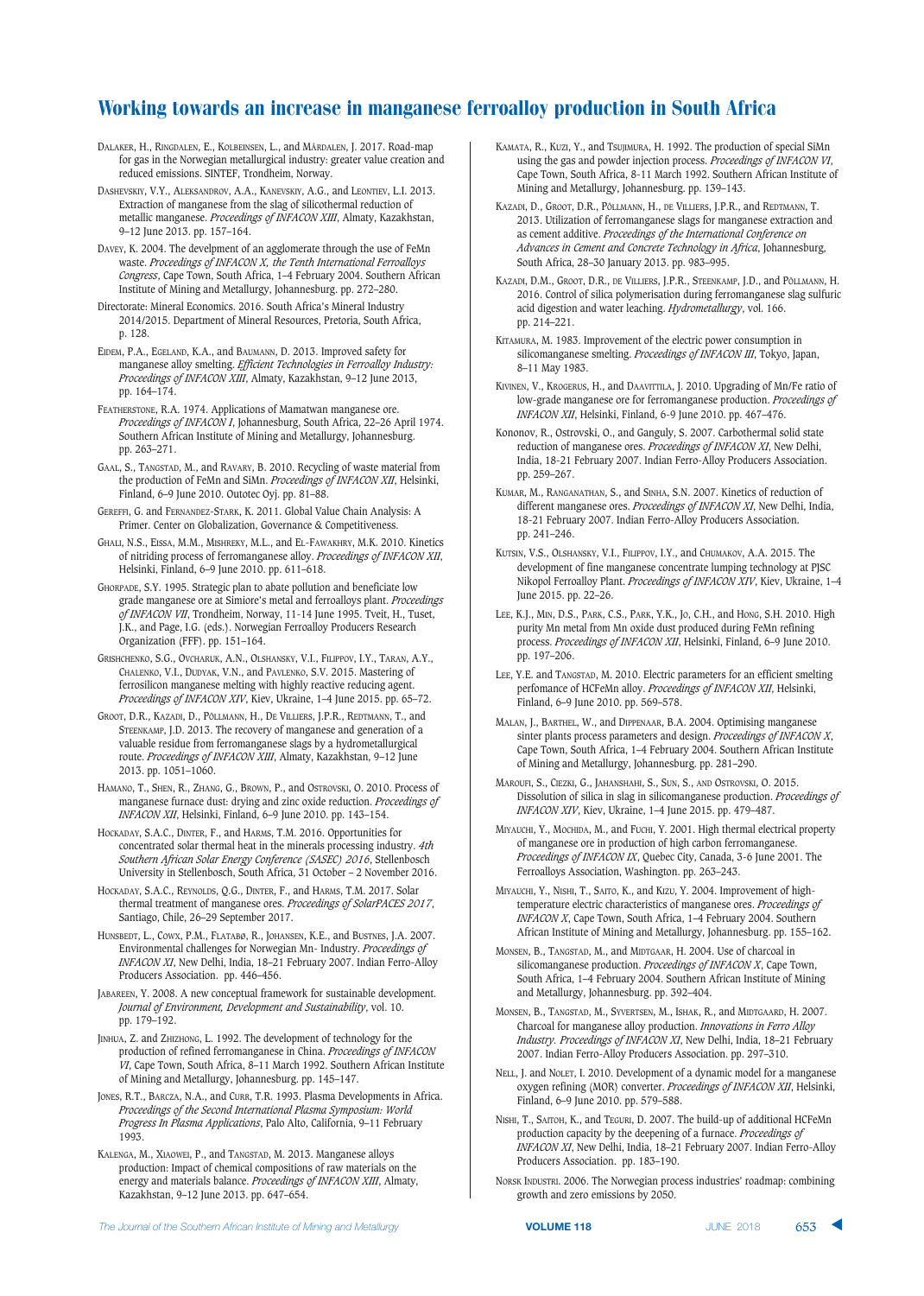Dalaker, H., Ringdalen, E., Kolbeinsen, L., and Mårdalen, J. 2017. Road-map for gas in the Norwegian metallurgical industry: greater value creation and reduced emissions. SINTEF, Trondheim, Norway.

Dashevskiy, V.Y., Aleksandrov, A.A., Kanevskiy, A.G., and Leontiev, L.I. 2013. Extraction of manganese from the slag of silicothermal reduction of metallic manganese. *Proceedings of INFACON XIII*, Almaty, Kazakhstan, 9–12 June 2013. pp. 157–164.

Davey, K. 2004. The develpment of an agglomerate through the use of FeMn waste. *Proceedings of INFACON X, the Tenth International Ferroalloys Congress*, Cape Town, South Africa, 1–4 February 2004. Southern African Institute of Mining and Metallurgy, Johannesburg. pp. 272–280.

Directorate: Mineral Economics. 2016. South Africa's Mineral Industry 2014/2015. Department of Mineral Resources, Pretoria, South Africa, p. 128.

Eidem, P.A., Egeland, K.A., and Baumann, D. 2013. Improved safety for manganese alloy smelting. *Efficient Technologies in Ferroalloy Industry: Proceedings of INFACON XIII*, Almaty, Kazakhstan, 9–12 June 2013, pp. 164–174.

Featherstone, R.A. 1974. Applications of Mamatwan manganese ore. *Proceedings of INFACON I*, Johannesburg, South Africa, 22–26 April 1974. Southern African Institute of Mining and Metallurgy, Johannesburg. pp. 263–271.

Gaal, S., Tangstad, M., and Ravary, B. 2010. Recycling of waste material from the production of FeMn and SiMn. *Proceedings of INFACON XII*, Helsinki, Finland, 6–9 June 2010. Outotec Oyj. pp. 81–88.

Gereffi, G. and Fernandez-Stark, K. 2011. Global Value Chain Analysis: A Primer. Center on Globalization, Governance & Competitiveness.

Ghali, N.S., Eissa, M.M., Mishreky, M.L., and El-Fawakhry, M.K. 2010. Kinetics of nitriding process of ferromanganese alloy. *Proceedings of INFACON XII*, Helsinki, Finland, 6–9 June 2010. pp. 611–618.

Ghorpade, S.Y. 1995. Strategic plan to abate pollution and beneficiate low grade manganese ore at Simiore's metal and ferroalloys plant. *Proceedings of INFACON VII*, Trondheim, Norway, 11-14 June 1995. Tveit, H., Tuset, J.K., and Page, I.G. (eds.). Norwegian Ferroalloy Producers Research Organization (FFF). pp. 151–164.

Grishchenko, S.G., Ovcharuk, A.N., Olshansky, V.I., Filippov, I.Y., Taran, A.Y., Chalenko, V.I., Dudyak, V.N., and Pavlenko, S.V. 2015. Mastering of ferrosilicon manganese melting with highly reactive reducing agent. *Proceedings of INFACON XIV*, Kiev, Ukraine, 1–4 June 2015. pp. 65–72.

Groot, D.R., Kazadi, D., Pöllmann, H., De Villiers, J.P.R., Redtmann, T., and Steenkamp, J.D. 2013. The recovery of manganese and generation of a valuable residue from ferromanganese slags by a hydrometallurgical route. *Proceedings of INFACON XIII*, Almaty, Kazakhstan, 9–12 June 2013. pp. 1051–1060.

Hamano, T., Shen, R., Zhang, G., Brown, P., and Ostrovski, O. 2010. Process of manganese furnace dust: drying and zinc oxide reduction. *Proceedings of INFACON XII*, Helsinki, Finland, 6–9 June 2010. pp. 143–154.

Hockaday, S.A.C., Dinter, F., and Harms, T.M. 2016. Opportunities for concentrated solar thermal heat in the minerals processing industry. *4th Southern African Solar Energy Conference (SASEC) 2016*, Stellenbosch University in Stellenbosch, South Africa, 31 October – 2 November 2016.

Hockaday, S.A.C., Reynolds, Q.G., Dinter, F., and Harms, T.M. 2017. Solar thermal treatment of manganese ores. *Proceedings of SolarPACES 2017*, Santiago, Chile, 26–29 September 2017.

Hunsbedt, L., Cowx, P.M., Flatabø, R., Johansen, K.E., and Bustnes, J.A. 2007. Environmental challenges for Norwegian Mn- Industry. *Proceedings of INFACON XI*, New Delhi, India, 18–21 February 2007. Indian Ferro-Alloy Producers Association. pp. 446–456.

Jabareen, Y. 2008. A new conceptual framework for sustainable development. *Journal of Environment, Development and Sustainability*, vol. 10. pp. 179–192.

Jinhua, Z. and Zhizhong, L. 1992. The development of technology for the production of refined ferromanganese in China. *Proceedings of INFACON VI*, Cape Town, South Africa, 8–11 March 1992. Southern African Institute of Mining and Metallurgy, Johannesburg. pp. 145–147.

Jones, R.T., Barcza, N.A., and Curr, T.R. 1993. Plasma Developments in Africa. *Proceedings of the Second International Plasma Symposium: World Progress In Plasma Applications*, Palo Alto, California, 9–11 February 1993.

Kalenga, M., Xiaowei, P., and Tangstad, M. 2013. Manganese alloys production: Impact of chemical compositions of raw materials on the energy and materials balance. *Proceedings of INFACON XIII*, Almaty, Kazakhstan, 9–12 June 2013. pp. 647–654.

Kamata, R., Kuzi, Y., and Tsujimura, H. 1992. The production of special SiMn using the gas and powder injection process. *Proceedings of INFACON VI*, Cape Town, South Africa, 8-11 March 1992. Southern African Institute of Mining and Metallurgy, Johannesburg. pp. 139–143.

Kazadi, D., Groot, D.R., Pöllmann, H., de Villiers, J.P.R., and Redtmann, T. 2013. Utilization of ferromanganese slags for manganese extraction and as cement additive. *Proceedings of the International Conference on Advances in Cement and Concrete Technology in Africa*, Johannesburg, South Africa, 28–30 January 2013. pp. 983–995.

Kazadi, D.M., Groot, D.R., de Villiers, J.P.R., Steenkamp, J.D., and Pöllmann, H. 2016. Control of silica polymerisation during ferromanganese slag sulfuric acid digestion and water leaching. *Hydrometallurgy*, vol. 166. pp. 214–221.

Kitamura, M. 1983. Improvement of the electric power consumption in silicomanganese smelting. *Proceedings of INFACON III*, Tokyo, Japan, 8–11 May 1983.

Kivinen, V., Krogerus, H., and Daavittila, J. 2010. Upgrading of Mn/Fe ratio of low-grade manganese ore for ferromanganese production. *Proceedings of INFACON XII*, Helsinki, Finland, 6-9 June 2010. pp. 467–476.

Kononov, R., Ostrovski, O., and Ganguly, S. 2007. Carbothermal solid state reduction of manganese ores. *Proceedings of INFACON XI*, New Delhi, India, 18-21 February 2007. Indian Ferro-Alloy Producers Association. pp. 259–267.

Kumar, M., Ranganathan, S., and Sinha, S.N. 2007. Kinetics of reduction of different manganese ores. *Proceedings of INFACON XI*, New Delhi, India, 18-21 February 2007. Indian Ferro-Alloy Producers Association. pp. 241–246.

Kutsin, V.S., Olshansky, V.I., Filippov, I.Y., and Chumakov, A.A. 2015. The development of fine manganese concentrate lumping technology at PJSC Nikopol Ferroalloy Plant. *Proceedings of INFACON XIV*, Kiev, Ukraine, 1–4 June 2015. pp. 22–26.

Lee, K.J., Min, D.S., Park, C.S., Park, Y.K., Jo, C.H., and Hong, S.H. 2010. High purity Mn metal from Mn oxide dust produced during FeMn refining process. *Proceedings of INFACON XII*, Helsinki, Finland, 6–9 June 2010. pp. 197–206.

Lee, Y.E. and Tangstad, M. 2010. Electric parameters for an efficient smelting perfomance of HCFeMn alloy. *Proceedings of INFACON XII*, Helsinki, Finland, 6–9 June 2010. pp. 569–578.

Malan, J., Barthel, W., and Dippenaar, B.A. 2004. Optimising manganese sinter plants process parameters and design. *Proceedings of INFACON X*, Cape Town, South Africa, 1–4 February 2004. Southern African Institute of Mining and Metallurgy, Johannesburg. pp. 281–290.

Maroufi, S., Ciezki, G., Jahanshahi, S., Sun, S., and Ostrovski, O. 2015. Dissolution of silica in slag in silicomanganese production. *Proceedings of INFACON XIV*, Kiev, Ukraine, 1–4 June 2015. pp. 479–487.

Miyauchi, Y., Mochida, M., and Fuchi, Y. 2001. High thermal electrical property of manganese ore in production of high carbon ferromanganese. *Proceedings of INFACON IX*, Quebec City, Canada, 3-6 June 2001. The Ferroalloys Association, Washington. pp. 263–243.

Miyauchi, Y., Nishi, T., Saito, K., and Kizu, Y. 2004. Improvement of high-temperature electric characteristics of manganese ores. *Proceedings of INFACON X*, Cape Town, South Africa, 1–4 February 2004. Southern African Institute of Mining and Metallurgy, Johannesburg. pp. 155–162.

Monsen, B., Tangstad, M., and Midtgaar, H. 2004. Use of charcoal in silicomanganese production. *Proceedings of INFACON X*, Cape Town, South Africa, 1–4 February 2004. Southern African Institute of Mining and Metallurgy, Johannesburg. pp. 392–404.

Monsen, B., Tangstad, M., Syvertsen, M., Ishak, R., and Midtgaard, H. 2007. Charcoal for manganese alloy production. *Innovations in Ferro Alloy Industry. Proceedings of INFACON XI*, New Delhi, India, 18–21 February 2007. Indian Ferro-Alloy Producers Association. pp. 297–310.

Nell, J. and Nolet, I. 2010. Development of a dynamic model for a manganese oxygen refining (MOR) converter. *Proceedings of INFACON XII*, Helsinki, Finland, 6–9 June 2010. pp. 579–588.

Nishi, T., Saitoh, K., and Teguri, D. 2007. The build-up of additional HCFeMn production capacity by the deepening of a furnace. *Proceedings of INFACON XI*, New Delhi, India, 18–21 February 2007. Indian Ferro-Alloy Producers Association. pp. 183–190.

Norsk Industri. 2006. The Norwegian process industries' roadmap: combining growth and zero emissions by 2050.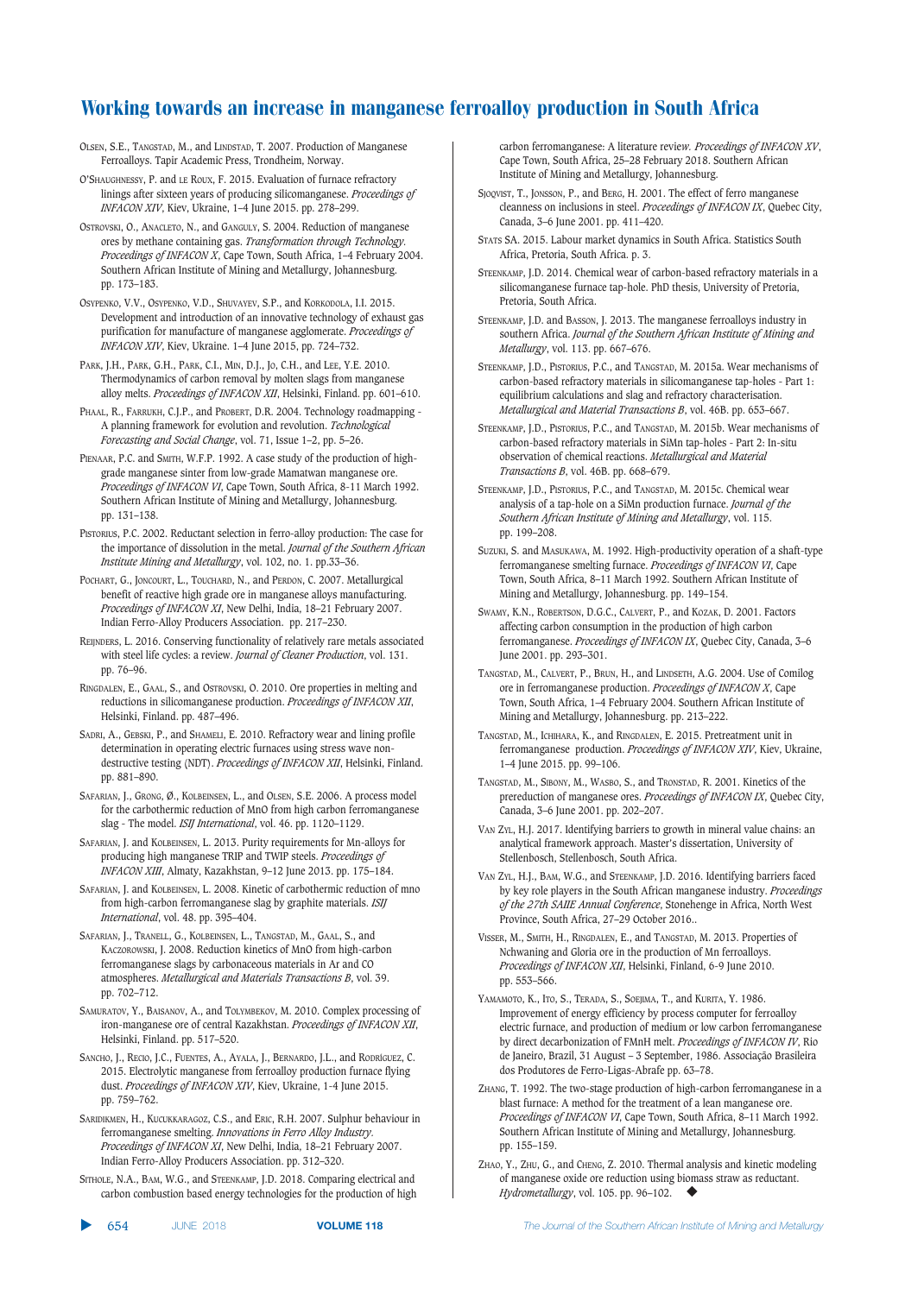Olsen, S.E., Tangstad, M., and Lindstad, T. 2007. Production of Manganese Ferroalloys. Tapir Academic Press, Trondheim, Norway.

O'Shaughnessy, P. and le Roux, F. 2015. Evaluation of furnace refractory linings after sixteen years of producing silicomanganese. *Proceedings of INFACON XIV*, Kiev, Ukraine, 1–4 June 2015. pp. 278–299.

Ostrovski, O., Anacleto, N., and Ganguly, S. 2004. Reduction of manganese ores by methane containing gas. *Transformation through Technology. Proceedings of INFACON X*, Cape Town, South Africa, 1–4 February 2004. Southern African Institute of Mining and Metallurgy, Johannesburg. pp. 173–183.

Osypenko, V.V., Osypenko, V.D., Shuvayev, S.P., and Korkodola, I.I. 2015. Development and introduction of an innovative technology of exhaust gas purification for manufacture of manganese agglomerate. *Proceedings of INFACON XIV*, Kiev, Ukraine. 1–4 June 2015, pp. 724–732.

Park, J.H., Park, G.H., Park, C.I., Min, D.J., Jo, C.H., and Lee, Y.E. 2010. Thermodynamics of carbon removal by molten slags from manganese alloy melts. *Proceedings of INFACON XII*, Helsinki, Finland. pp. 601–610.

Phaal, R., Farrukh, C.J.P., and Probert, D.R. 2004. Technology roadmapping - A planning framework for evolution and revolution. *Technological Forecasting and Social Change*, vol. 71, Issue 1–2, pp. 5–26.

Pienaar, P.C. and Smith, W.F.P. 1992. A case study of the production of high-grade manganese sinter from low-grade Mamatwan manganese ore. *Proceedings of INFACON VI*, Cape Town, South Africa, 8-11 March 1992. Southern African Institute of Mining and Metallurgy, Johannesburg. pp. 131–138.

Pistorius, P.C. 2002. Reductant selection in ferro-alloy production: The case for the importance of dissolution in the metal. *Journal of the Southern African Institute Mining and Metallurgy*, vol. 102, no. 1. pp.33–36.

Pochart, G., Joncourt, L., Touchard, N., and Perdon, C. 2007. Metallurgical benefit of reactive high grade ore in manganese alloys manufacturing. *Proceedings of INFACON XI*, New Delhi, India, 18–21 February 2007. Indian Ferro-Alloy Producers Association. pp. 217–230.

Reijnders, L. 2016. Conserving functionality of relatively rare metals associated with steel life cycles: a review. *Journal of Cleaner Production*, vol. 131. pp. 76–96.

Ringdalen, E., Gaal, S., and Ostrovski, O. 2010. Ore properties in melting and reductions in silicomanganese production. *Proceedings of INFACON XII*, Helsinki, Finland. pp. 487–496.

Sadri, A., Gebski, P., and Shameli, E. 2010. Refractory wear and lining profile determination in operating electric furnaces using stress wave non-destructive testing (NDT). *Proceedings of INFACON XII*, Helsinki, Finland. pp. 881–890.

Safarian, J., Grong, Ø., Kolbeinsen, L., and Olsen, S.E. 2006. A process model for the carbothermic reduction of MnO from high carbon ferromanganese slag - The model. *ISIJ International*, vol. 46. pp. 1120–1129.

Safarian, J. and Kolbeinsen, L. 2013. Purity requirements for Mn-alloys for producing high manganese TRIP and TWIP steels. *Proceedings of INFACON XIII*, Almaty, Kazakhstan, 9–12 June 2013. pp. 175–184.

Safarian, J. and Kolbeinsen, L. 2008. Kinetic of carbothermic reduction of mno from high-carbon ferromanganese slag by graphite materials. *ISIJ International*, vol. 48. pp. 395–404.

Safarian, J., Tranell, G., Kolbeinsen, L., Tangstad, M., Gaal, S., and Kaczorowski, J. 2008. Reduction kinetics of MnO from high-carbon ferromanganese slags by carbonaceous materials in Ar and CO atmospheres. *Metallurgical and Materials Transactions B*, vol. 39. pp. 702–712.

Samuratov, Y., Baisanov, A., and Tolymbekov, M. 2010. Complex processing of iron-manganese ore of central Kazakhstan. *Proceedings of INFACON XII*, Helsinki, Finland. pp. 517–520.

Sancho, J., Recio, J.C., Fuentes, A., Ayala, J., Bernardo, J.L., and Rodríguez, C. 2015. Electrolytic manganese from ferroalloy production furnace flying dust. *Proceedings of INFACON XIV*, Kiev, Ukraine, 1–4 June 2015. pp. 759–762.

Saridikmen, H., Kucukkaragoz, C.S., and Eric, R.H. 2007. Sulphur behaviour in ferromanganese smelting. *Innovations in Ferro Alloy Industry. Proceedings of INFACON XI*, New Delhi, India, 18–21 February 2007. Indian Ferro-Alloy Producers Association. pp. 312–320.

Sithole, N.A., Bam, W.G., and Steenkamp, J.D. 2018. Comparing electrical and carbon combustion based energy technologies for the production of high carbon ferromanganese: A literature review. *Proceedings of INFACON XV*, Cape Town, South Africa, 25–28 February 2018. Southern African Institute of Mining and Metallurgy, Johannesburg.

Sjoqvist, T., Jonsson, P., and Berg, H. 2001. The effect of ferro manganese cleanness on inclusions in steel. *Proceedings of INFACON IX*, Quebec City, Canada, 3–6 June 2001. pp. 411–420.

Stats SA. 2015. Labour market dynamics in South Africa. Statistics South Africa, Pretoria, South Africa. p. 3.

Steenkamp, J.D. 2014. Chemical wear of carbon-based refractory materials in a silicomanganese furnace tap-hole. PhD thesis, University of Pretoria, Pretoria, South Africa.

Steenkamp, J.D. and Basson, J. 2013. The manganese ferroalloys industry in southern Africa. *Journal of the Southern African Institute of Mining and Metallurgy*, vol. 113. pp. 667–676.

Steenkamp, J.D., Pistorius, P.C., and Tangstad, M. 2015a. Wear mechanisms of carbon-based refractory materials in silicomanganese tap-holes - Part 1: equilibrium calculations and slag and refractory characterisation. *Metallurgical and Material Transactions B*, vol. 46B. pp. 653–667.

Steenkamp, J.D., Pistorius, P.C., and Tangstad, M. 2015b. Wear mechanisms of carbon-based refractory materials in SiMn tap-holes - Part 2: In-situ observation of chemical reactions. *Metallurgical and Material Transactions B*, vol. 46B. pp. 668–679.

Steenkamp, J.D., Pistorius, P.C., and Tangstad, M. 2015c. Chemical wear analysis of a tap-hole on a SiMn production furnace. *Journal of the Southern African Institute of Mining and Metallurgy*, vol. 115. pp. 199–208.

Suzuki, S. and Masukawa, M. 1992. High-productivity operation of a shaft-type ferromanganese smelting furnace. *Proceedings of INFACON VI*, Cape Town, South Africa, 8–11 March 1992. Southern African Institute of Mining and Metallurgy, Johannesburg. pp. 149–154.

Swamy, K.N., Robertson, D.G.C., Calvert, P., and Kozak, D. 2001. Factors affecting carbon consumption in the production of high carbon ferromanganese. *Proceedings of INFACON IX*, Quebec City, Canada, 3–6 June 2001. pp. 293–301.

Tangstad, M., Calvert, P., Brun, H., and Lindseth, A.G. 2004. Use of Comilog ore in ferromanganese production. *Proceedings of INFACON X*, Cape Town, South Africa, 1–4 February 2004. Southern African Institute of Mining and Metallurgy, Johannesburg. pp. 213–222.

Tangstad, M., Ichihara, K., and Ringdalen, E. 2015. Pretreatment unit in ferromanganese production. *Proceedings of INFACON XIV*, Kiev, Ukraine, 1–4 June 2015. pp. 99–106.

Tangstad, M., Sibony, M., Wasbo, S., and Tronstad, R. 2001. Kinetics of the prereduction of manganese ores. *Proceedings of INFACON IX*, Quebec City, Canada, 3–6 June 2001. pp. 202–207.

Van Zyl, H.J. 2017. Identifying barriers to growth in mineral value chains: an analytical framework approach. Master's dissertation, University of Stellenbosch, Stellenbosch, South Africa.

Van Zyl, H.J., Bam, W.G., and Steenkamp, J.D. 2016. Identifying barriers faced by key role players in the South African manganese industry. *Proceedings of the 27th SAIIE Annual Conference*, Stonehenge in Africa, North West Province, South Africa, 27–29 October 2016..

Visser, M., Smith, H., Ringdalen, E., and Tangstad, M. 2013. Properties of Nchwaning and Gloria ore in the production of Mn ferroalloys. *Proceedings of INFACON XII*, Helsinki, Finland, 6-9 June 2010. pp. 553–566.

Yamamoto, K., Ito, S., Terada, S., Soejima, T., and Kurita, Y. 1986. Improvement of energy efficiency by process computer for ferroalloy electric furnace, and production of medium or low carbon ferromanganese by direct decarbonization of FMnH melt. *Proceedings of INFACON IV*, Rio de Janeiro, Brazil, 31 August – 3 September, 1986. Associação Brasileira dos Produtores de Ferro-Ligas-Abrafe pp. 63–78.

Zhang, T. 1992. The two-stage production of high-carbon ferromanganese in a blast furnace: A method for the treatment of a lean manganese ore. *Proceedings of INFACON VI*, Cape Town, South Africa, 8–11 March 1992. Southern African Institute of Mining and Metallurgy, Johannesburg. pp. 155–159.

Zhao, Y., Zhu, G., and Cheng, Z. 2010. Thermal analysis and kinetic modeling of manganese oxide ore reduction using biomass straw as reductant. *Hydrometallurgy*, vol. 105. pp. 96–102. ◆